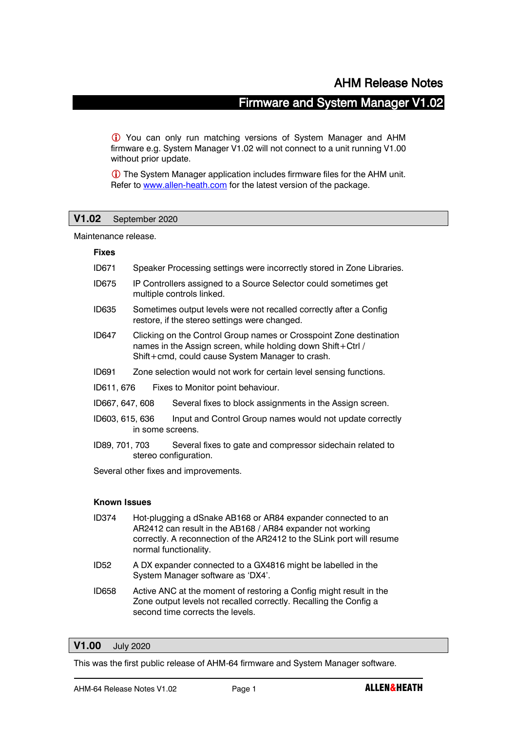# AHM Release Notes

## Firmware and System Manager V1.02

ⓘ You can only run matching versions of System Manager and AHM firmware e.g. System Manager V1.02 will not connect to a unit running V1.00 without prior update.

ⓘ The System Manager application includes firmware files for the AHM unit. Refer to [www.allen-heath.com](http://www.allen-heath.com) for the latest version of the package.

## V1.02 September 2020

Maintenance release.

**Fixes**

ID671 Speaker Processing settings were incorrectly stored in Zone Libraries.

ID675 IP Controllers assigned to a Source Selector could sometimes get multiple controls linked.

ID635 Sometimes output levels were not recalled correctly after a Config restore, if the stereo settings were changed.

ID647 Clicking on the Control Group names or Crosspoint Zone destination names in the Assign screen, while holding down Shift+Ctrl / Shift+cmd, could cause System Manager to crash.

ID691 Zone selection would not work for certain level sensing functions.

ID611, 676 Fixes to Monitor point behaviour.

ID667, 647, 608 Several fixes to block assignments in the Assign screen.

ID603, 615, 636 Input and Control Group names would not update correctly in some screens.

ID89, 701, 703 Several fixes to gate and compressor sidechain related to stereo configuration.

Several other fixes and improvements.

**Known Issues**

ID374 Hot-plugging a dSnake AB168 or AR84 expander connected to an AR2412 can result in the AB168 / AR84 expander not working correctly. A reconnection of the AR2412 to the SLink port will resume normal functionality.

ID52 A DX expander connected to a GX4816 might be labelled in the System Manager software as 'DX4'.

ID658 Active ANC at the moment of restoring a Config might result in the Zone output levels not recalled correctly. Recalling the Config a second time corrects the levels.

## V1.00 July 2020

This was the first public release of AHM-64 firmware and System Manager software.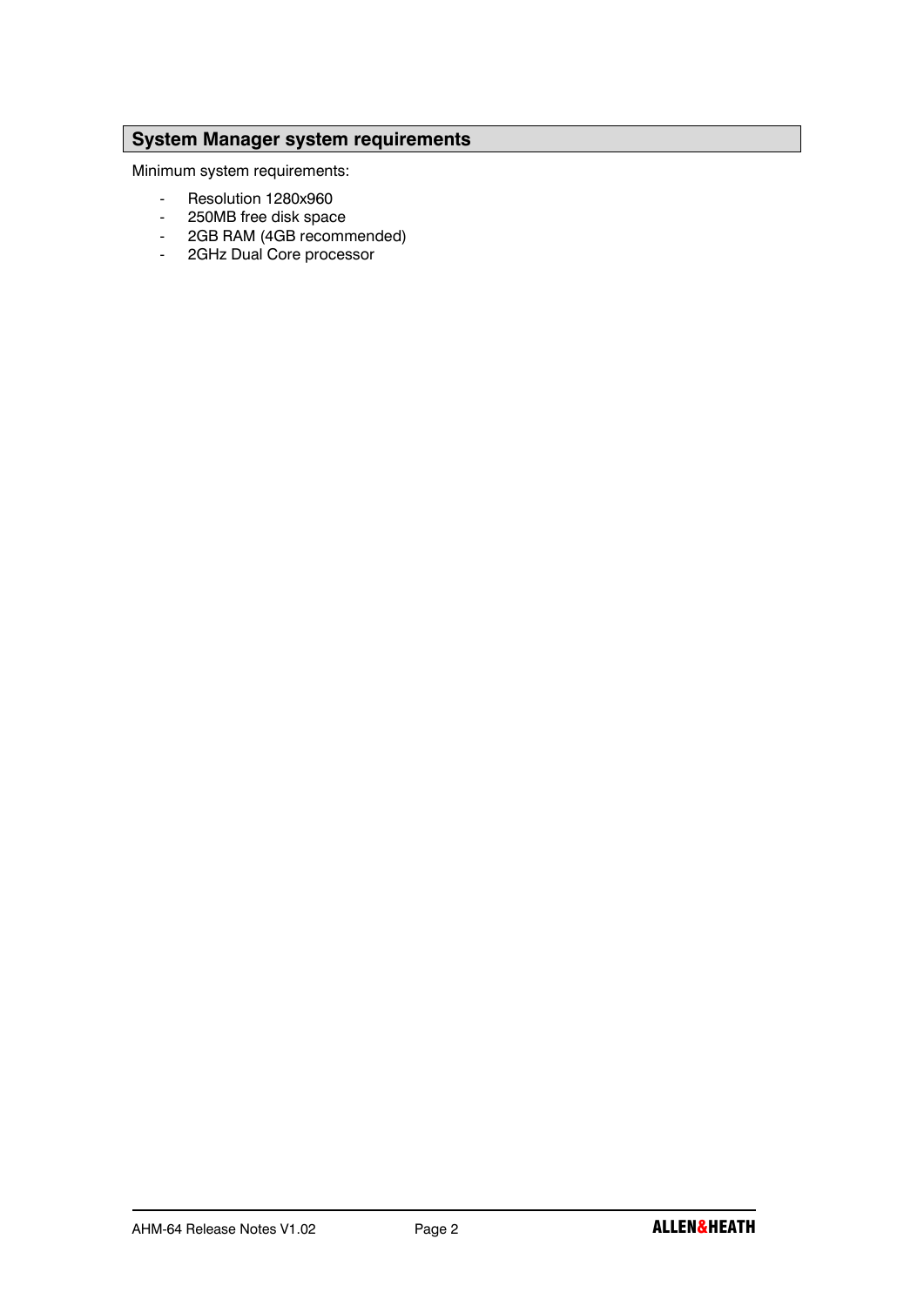## System Manager system requirements

Minimum system requirements:

- Resolution 1280x960
- 250MB free disk space
- 2GB RAM (4GB recommended)
- 2GHz Dual Core processor